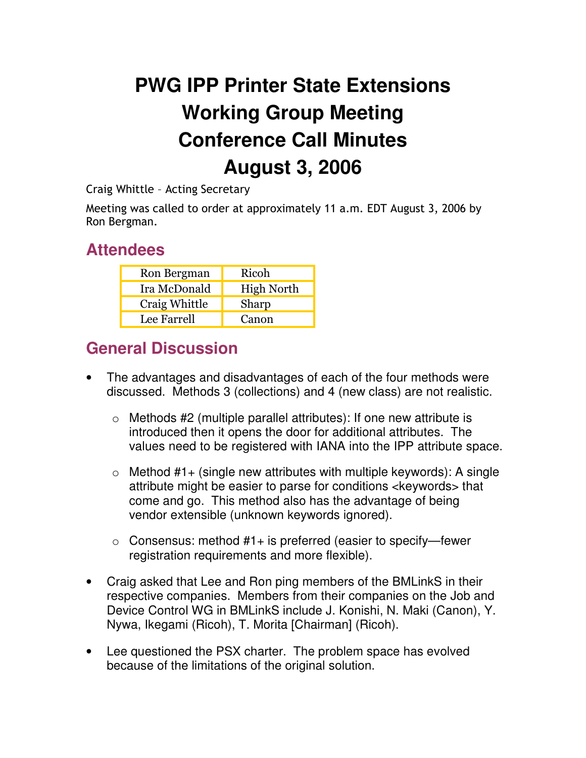# PWG IPP Printer State Extensions Working Group Meeting Conference Call Minutes August 3, 2006

Craig Whittle – Acting Secretary

Meeting was called to order at approximately 11 a.m. EDT August 3, 2006 by Ron Bergman.

## Attendees

| | |
|---|---|
| Ron Bergman | Ricoh |
| Ira McDonald | High North |
| Craig Whittle | Sharp |
| Lee Farrell | Canon |

## General Discussion

- The advantages and disadvantages of each of the four methods were discussed. Methods 3 (collections) and 4 (new class) are not realistic.
  - Methods #2 (multiple parallel attributes): If one new attribute is introduced then it opens the door for additional attributes. The values need to be registered with IANA into the IPP attribute space.
  - Method #1+ (single new attributes with multiple keywords): A single attribute might be easier to parse for conditions <keywords> that come and go. This method also has the advantage of being vendor extensible (unknown keywords ignored).
  - Consensus: method #1+ is preferred (easier to specify—fewer registration requirements and more flexible).
- Craig asked that Lee and Ron ping members of the BMLinkS in their respective companies. Members from their companies on the Job and Device Control WG in BMLinkS include J. Konishi, N. Maki (Canon), Y. Nywa, Ikegami (Ricoh), T. Morita [Chairman] (Ricoh).
- Lee questioned the PSX charter. The problem space has evolved because of the limitations of the original solution.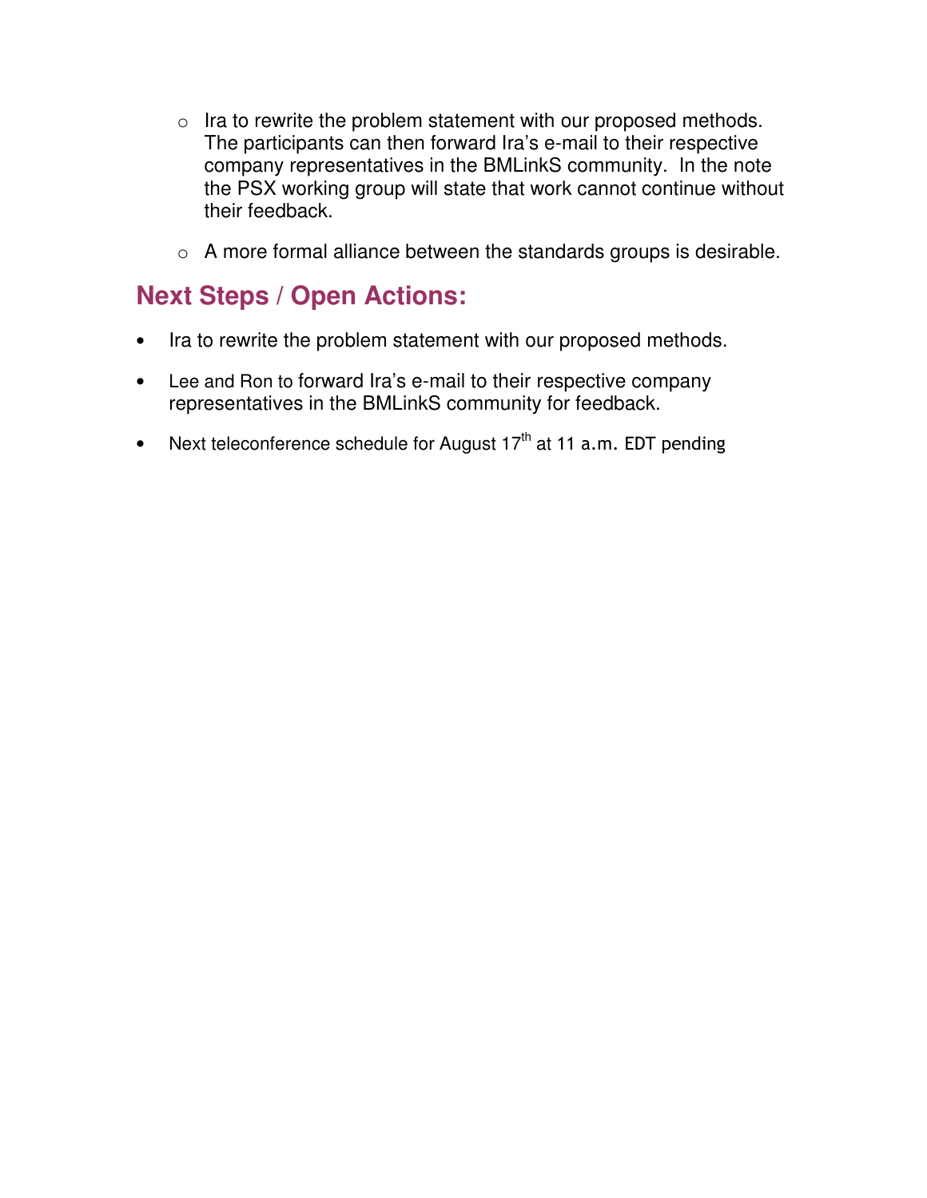- Ira to rewrite the problem statement with our proposed methods. The participants can then forward Ira's e-mail to their respective company representatives in the BMLinkS community. In the note the PSX working group will state that work cannot continue without their feedback.

- A more formal alliance between the standards groups is desirable.

## Next Steps / Open Actions:

- Ira to rewrite the problem statement with our proposed methods.
- Lee and Ron to forward Ira's e-mail to their respective company representatives in the BMLinkS community for feedback.
- Next teleconference schedule for August 17th at 11 a.m. EDT pending